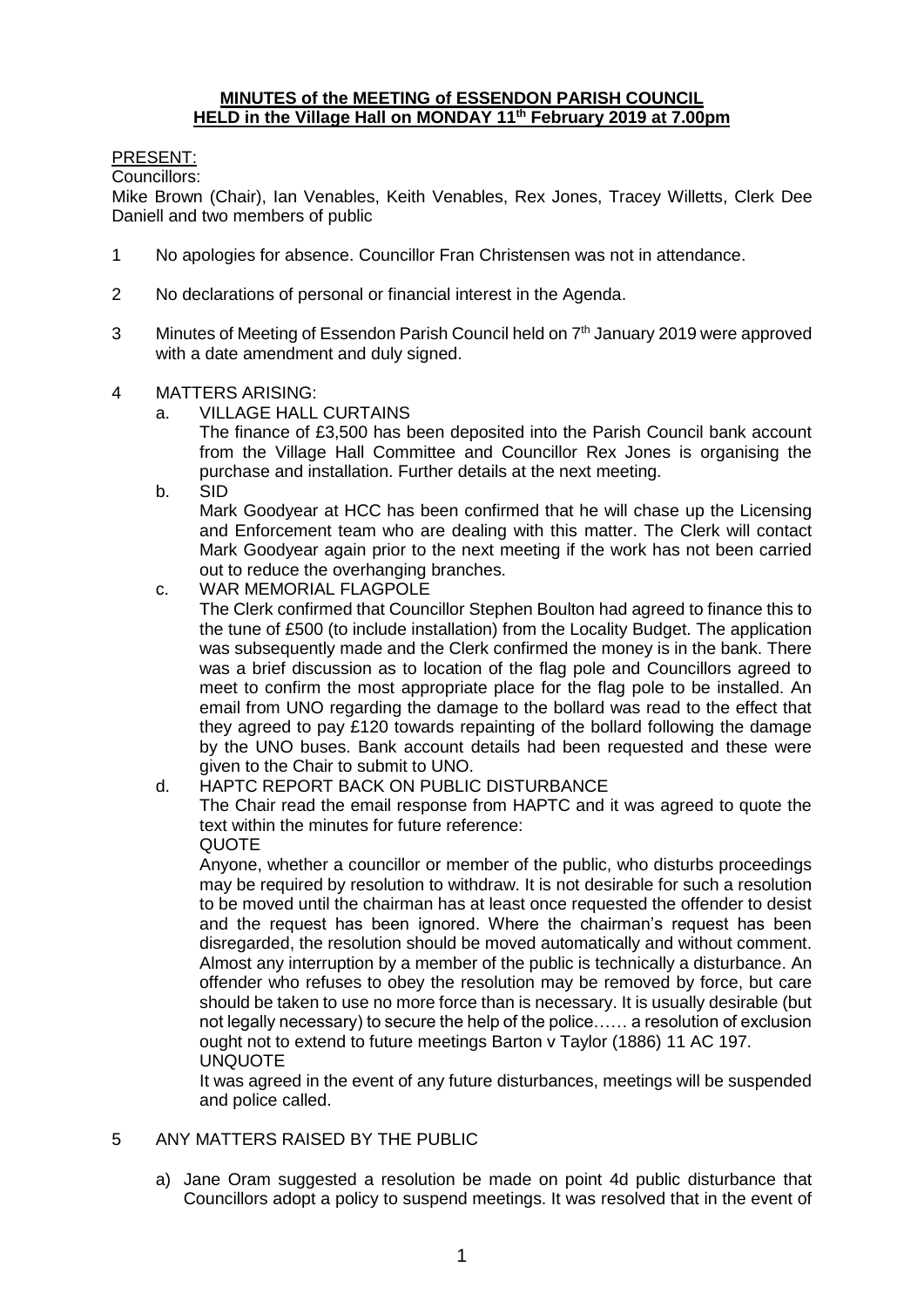**MINUTES of the MEETING of ESSENDON PARISH COUNCIL**
**HELD in the Village Hall on MONDAY 11th February 2019 at 7.00pm**

PRESENT:

Councillors:

Mike Brown (Chair), Ian Venables, Keith Venables, Rex Jones, Tracey Willetts, Clerk Dee Daniell and two members of public

1. No apologies for absence. Councillor Fran Christensen was not in attendance.

2. No declarations of personal or financial interest in the Agenda.

3. Minutes of Meeting of Essendon Parish Council held on 7th January 2019 were approved with a date amendment and duly signed.

4. MATTERS ARISING:

   a. VILLAGE HALL CURTAINS

      The finance of £3,500 has been deposited into the Parish Council bank account from the Village Hall Committee and Councillor Rex Jones is organising the purchase and installation. Further details at the next meeting.

   b. SID

      Mark Goodyear at HCC has been confirmed that he will chase up the Licensing and Enforcement team who are dealing with this matter. The Clerk will contact Mark Goodyear again prior to the next meeting if the work has not been carried out to reduce the overhanging branches.

   c. WAR MEMORIAL FLAGPOLE

      The Clerk confirmed that Councillor Stephen Boulton had agreed to finance this to the tune of £500 (to include installation) from the Locality Budget. The application was subsequently made and the Clerk confirmed the money is in the bank. There was a brief discussion as to location of the flag pole and Councillors agreed to meet to confirm the most appropriate place for the flag pole to be installed. An email from UNO regarding the damage to the bollard was read to the effect that they agreed to pay £120 towards repainting of the bollard following the damage by the UNO buses. Bank account details had been requested and these were given to the Chair to submit to UNO.

   d. HAPTC REPORT BACK ON PUBLIC DISTURBANCE

      The Chair read the email response from HAPTC and it was agreed to quote the text within the minutes for future reference:

      QUOTE

      Anyone, whether a councillor or member of the public, who disturbs proceedings may be required by resolution to withdraw. It is not desirable for such a resolution to be moved until the chairman has at least once requested the offender to desist and the request has been ignored. Where the chairman's request has been disregarded, the resolution should be moved automatically and without comment. Almost any interruption by a member of the public is technically a disturbance. An offender who refuses to obey the resolution may be removed by force, but care should be taken to use no more force than is necessary. It is usually desirable (but not legally necessary) to secure the help of the police…… a resolution of exclusion ought not to extend to future meetings Barton v Taylor (1886) 11 AC 197.

      UNQUOTE

      It was agreed in the event of any future disturbances, meetings will be suspended and police called.

5. ANY MATTERS RAISED BY THE PUBLIC

   a) Jane Oram suggested a resolution be made on point 4d public disturbance that Councillors adopt a policy to suspend meetings. It was resolved that in the event of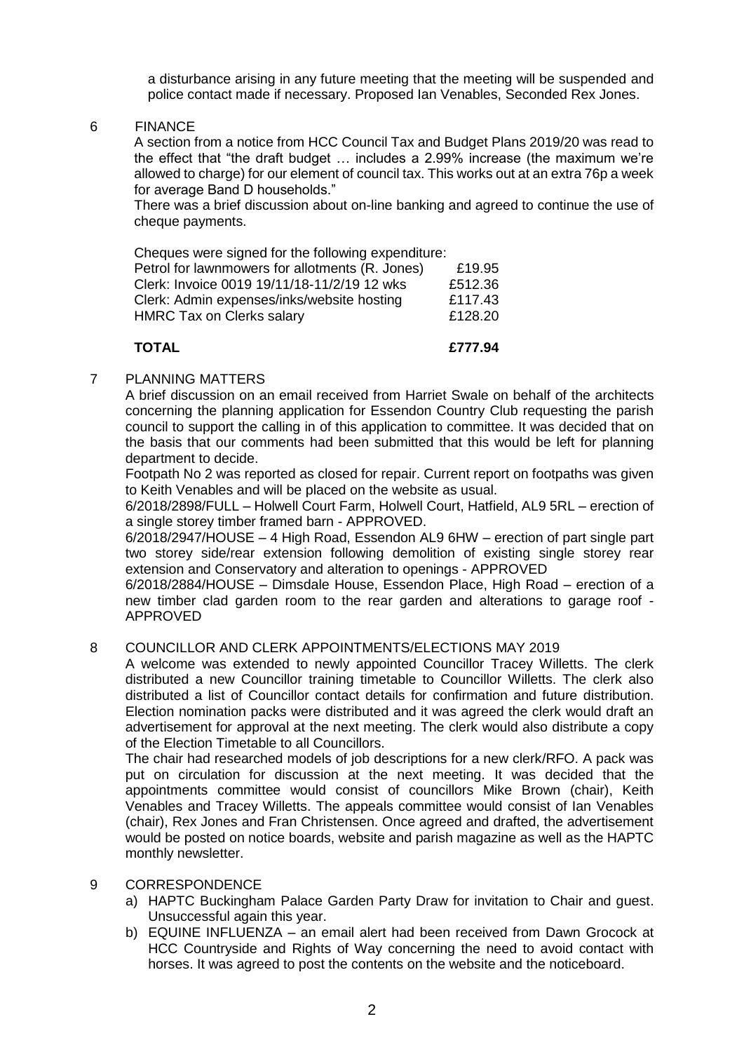a disturbance arising in any future meeting that the meeting will be suspended and police contact made if necessary. Proposed Ian Venables, Seconded Rex Jones.

6 FINANCE

A section from a notice from HCC Council Tax and Budget Plans 2019/20 was read to the effect that "the draft budget … includes a 2.99% increase (the maximum we're allowed to charge) for our element of council tax. This works out at an extra 76p a week for average Band D households."

There was a brief discussion about on-line banking and agreed to continue the use of cheque payments.

Cheques were signed for the following expenditure:

| | |
|---|---|
| Petrol for lawnmowers for allotments (R. Jones) | £19.95 |
| Clerk: Invoice 0019 19/11/18-11/2/19 12 wks | £512.36 |
| Clerk: Admin expenses/inks/website hosting | £117.43 |
| HMRC Tax on Clerks salary | £128.20 |
| **TOTAL** | **£777.94** |

7 PLANNING MATTERS

A brief discussion on an email received from Harriet Swale on behalf of the architects concerning the planning application for Essendon Country Club requesting the parish council to support the calling in of this application to committee. It was decided that on the basis that our comments had been submitted that this would be left for planning department to decide.

Footpath No 2 was reported as closed for repair. Current report on footpaths was given to Keith Venables and will be placed on the website as usual.

6/2018/2898/FULL – Holwell Court Farm, Holwell Court, Hatfield, AL9 5RL – erection of a single storey timber framed barn - APPROVED.

6/2018/2947/HOUSE – 4 High Road, Essendon AL9 6HW – erection of part single part two storey side/rear extension following demolition of existing single storey rear extension and Conservatory and alteration to openings - APPROVED

6/2018/2884/HOUSE – Dimsdale House, Essendon Place, High Road – erection of a new timber clad garden room to the rear garden and alterations to garage roof - APPROVED

8 COUNCILLOR AND CLERK APPOINTMENTS/ELECTIONS MAY 2019

A welcome was extended to newly appointed Councillor Tracey Willetts. The clerk distributed a new Councillor training timetable to Councillor Willetts. The clerk also distributed a list of Councillor contact details for confirmation and future distribution. Election nomination packs were distributed and it was agreed the clerk would draft an advertisement for approval at the next meeting. The clerk would also distribute a copy of the Election Timetable to all Councillors.

The chair had researched models of job descriptions for a new clerk/RFO. A pack was put on circulation for discussion at the next meeting. It was decided that the appointments committee would consist of councillors Mike Brown (chair), Keith Venables and Tracey Willetts. The appeals committee would consist of Ian Venables (chair), Rex Jones and Fran Christensen. Once agreed and drafted, the advertisement would be posted on notice boards, website and parish magazine as well as the HAPTC monthly newsletter.

9 CORRESPONDENCE

a) HAPTC Buckingham Palace Garden Party Draw for invitation to Chair and guest. Unsuccessful again this year.
b) EQUINE INFLUENZA – an email alert had been received from Dawn Grocock at HCC Countryside and Rights of Way concerning the need to avoid contact with horses. It was agreed to post the contents on the website and the noticeboard.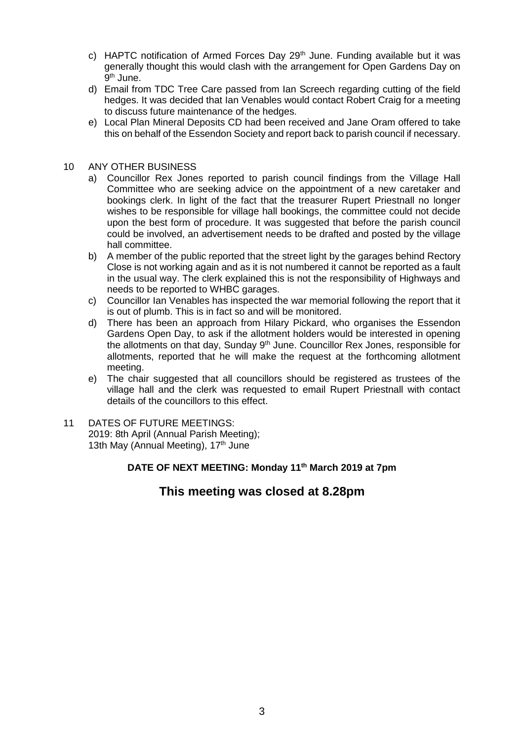c) HAPTC notification of Armed Forces Day 29th June. Funding available but it was generally thought this would clash with the arrangement for Open Gardens Day on 9th June.
d) Email from TDC Tree Care passed from Ian Screech regarding cutting of the field hedges. It was decided that Ian Venables would contact Robert Craig for a meeting to discuss future maintenance of the hedges.
e) Local Plan Mineral Deposits CD had been received and Jane Oram offered to take this on behalf of the Essendon Society and report back to parish council if necessary.

10 ANY OTHER BUSINESS

a) Councillor Rex Jones reported to parish council findings from the Village Hall Committee who are seeking advice on the appointment of a new caretaker and bookings clerk. In light of the fact that the treasurer Rupert Priestnall no longer wishes to be responsible for village hall bookings, the committee could not decide upon the best form of procedure. It was suggested that before the parish council could be involved, an advertisement needs to be drafted and posted by the village hall committee.
b) A member of the public reported that the street light by the garages behind Rectory Close is not working again and as it is not numbered it cannot be reported as a fault in the usual way. The clerk explained this is not the responsibility of Highways and needs to be reported to WHBC garages.
c) Councillor Ian Venables has inspected the war memorial following the report that it is out of plumb. This is in fact so and will be monitored.
d) There has been an approach from Hilary Pickard, who organises the Essendon Gardens Open Day, to ask if the allotment holders would be interested in opening the allotments on that day, Sunday 9th June. Councillor Rex Jones, responsible for allotments, reported that he will make the request at the forthcoming allotment meeting.
e) The chair suggested that all councillors should be registered as trustees of the village hall and the clerk was requested to email Rupert Priestnall with contact details of the councillors to this effect.

11 DATES OF FUTURE MEETINGS:
2019: 8th April (Annual Parish Meeting);
13th May (Annual Meeting), 17th June

**DATE OF NEXT MEETING: Monday 11th March 2019 at 7pm**

## This meeting was closed at 8.28pm